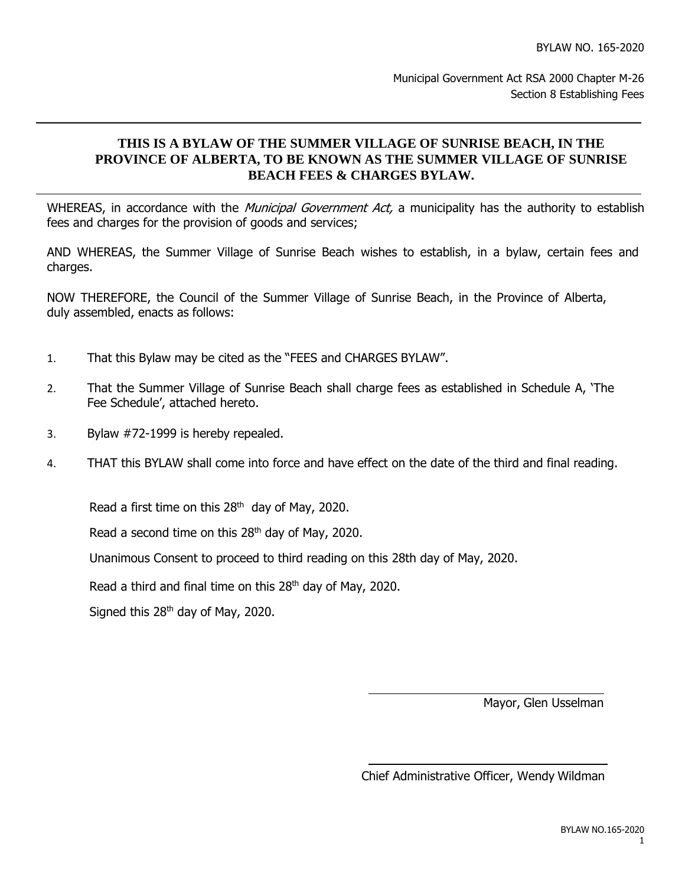BYLAW NO. 165-2020

Municipal Government Act RSA 2000 Chapter M-26
Section 8 Establishing Fees

---

**THIS IS A BYLAW OF THE SUMMER VILLAGE OF SUNRISE BEACH, IN THE PROVINCE OF ALBERTA, TO BE KNOWN AS THE SUMMER VILLAGE OF SUNRISE BEACH FEES & CHARGES BYLAW.**

---

WHEREAS, in accordance with the *Municipal Government Act,* a municipality has the authority to establish fees and charges for the provision of goods and services;

AND WHEREAS, the Summer Village of Sunrise Beach wishes to establish, in a bylaw, certain fees and charges.

NOW THEREFORE, the Council of the Summer Village of Sunrise Beach, in the Province of Alberta, duly assembled, enacts as follows:

1. That this Bylaw may be cited as the "FEES and CHARGES BYLAW".
2. That the Summer Village of Sunrise Beach shall charge fees as established in Schedule A, 'The Fee Schedule', attached hereto.
3. Bylaw #72-1999 is hereby repealed.
4. THAT this BYLAW shall come into force and have effect on the date of the third and final reading.

Read a first time on this 28th day of May, 2020.

Read a second time on this 28th day of May, 2020.

Unanimous Consent to proceed to third reading on this 28th day of May, 2020.

Read a third and final time on this 28th day of May, 2020.

Signed this 28th day of May, 2020.

Mayor, Glen Usselman

Chief Administrative Officer, Wendy Wildman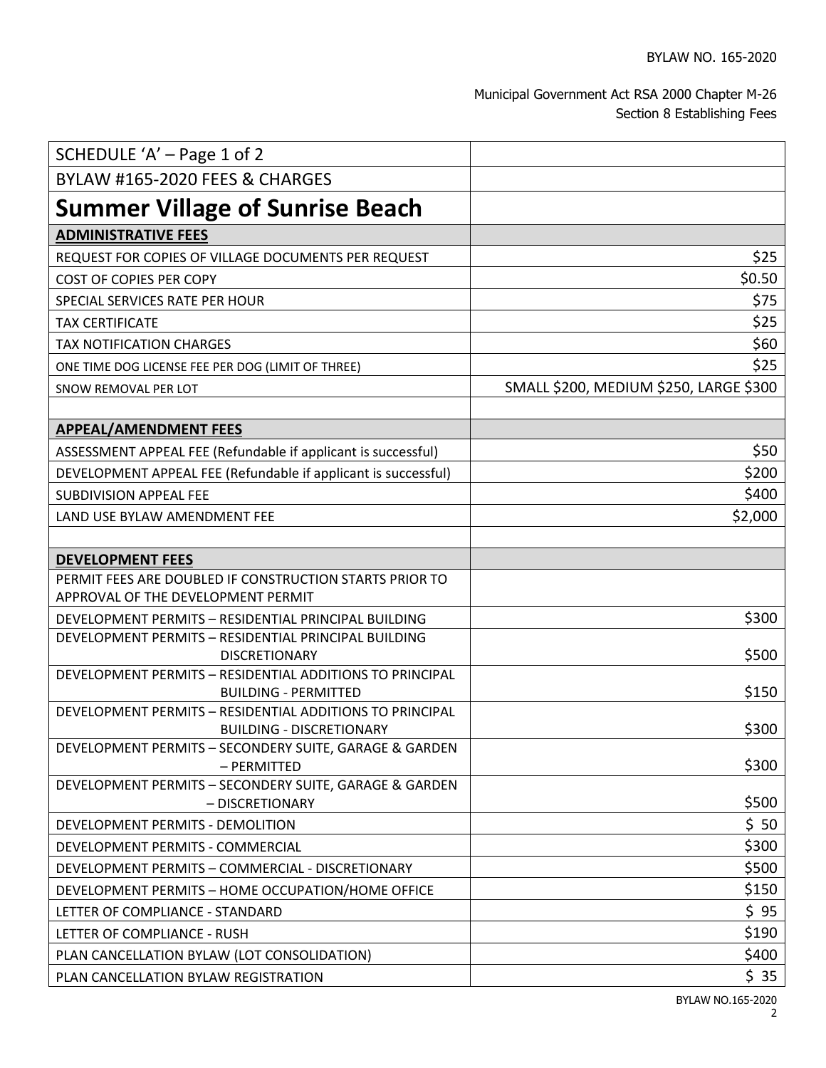Municipal Government Act RSA 2000 Chapter M-26
Section 8 Establishing Fees

| SCHEDULE 'A' – Page 1 of 2 | |
|---|---|
| BYLAW #165-2020 FEES & CHARGES | |
| **Summer Village of Sunrise Beach** | |
| **ADMINISTRATIVE FEES** | |
| REQUEST FOR COPIES OF VILLAGE DOCUMENTS PER REQUEST | $25 |
| COST OF COPIES PER COPY | $0.50 |
| SPECIAL SERVICES RATE PER HOUR | $75 |
| TAX CERTIFICATE | $25 |
| TAX NOTIFICATION CHARGES | $60 |
| ONE TIME DOG LICENSE FEE PER DOG (LIMIT OF THREE) | $25 |
| SNOW REMOVAL PER LOT | SMALL $200, MEDIUM $250, LARGE $300 |
| | |
| **APPEAL/AMENDMENT FEES** | |
| ASSESSMENT APPEAL FEE (Refundable if applicant is successful) | $50 |
| DEVELOPMENT APPEAL FEE (Refundable if applicant is successful) | $200 |
| SUBDIVISION APPEAL FEE | $400 |
| LAND USE BYLAW AMENDMENT FEE | $2,000 |
| | |
| **DEVELOPMENT FEES** | |
| PERMIT FEES ARE DOUBLED IF CONSTRUCTION STARTS PRIOR TO APPROVAL OF THE DEVELOPMENT PERMIT | |
| DEVELOPMENT PERMITS – RESIDENTIAL PRINCIPAL BUILDING | $300 |
| DEVELOPMENT PERMITS – RESIDENTIAL PRINCIPAL BUILDING DISCRETIONARY | $500 |
| DEVELOPMENT PERMITS – RESIDENTIAL ADDITIONS TO PRINCIPAL BUILDING - PERMITTED | $150 |
| DEVELOPMENT PERMITS – RESIDENTIAL ADDITIONS TO PRINCIPAL BUILDING - DISCRETIONARY | $300 |
| DEVELOPMENT PERMITS – SECONDERY SUITE, GARAGE & GARDEN – PERMITTED | $300 |
| DEVELOPMENT PERMITS – SECONDERY SUITE, GARAGE & GARDEN – DISCRETIONARY | $500 |
| DEVELOPMENT PERMITS - DEMOLITION | $ 50 |
| DEVELOPMENT PERMITS - COMMERCIAL | $300 |
| DEVELOPMENT PERMITS – COMMERCIAL - DISCRETIONARY | $500 |
| DEVELOPMENT PERMITS – HOME OCCUPATION/HOME OFFICE | $150 |
| LETTER OF COMPLIANCE - STANDARD | $ 95 |
| LETTER OF COMPLIANCE - RUSH | $190 |
| PLAN CANCELLATION BYLAW (LOT CONSOLIDATION) | $400 |
| PLAN CANCELLATION BYLAW REGISTRATION | $ 35 |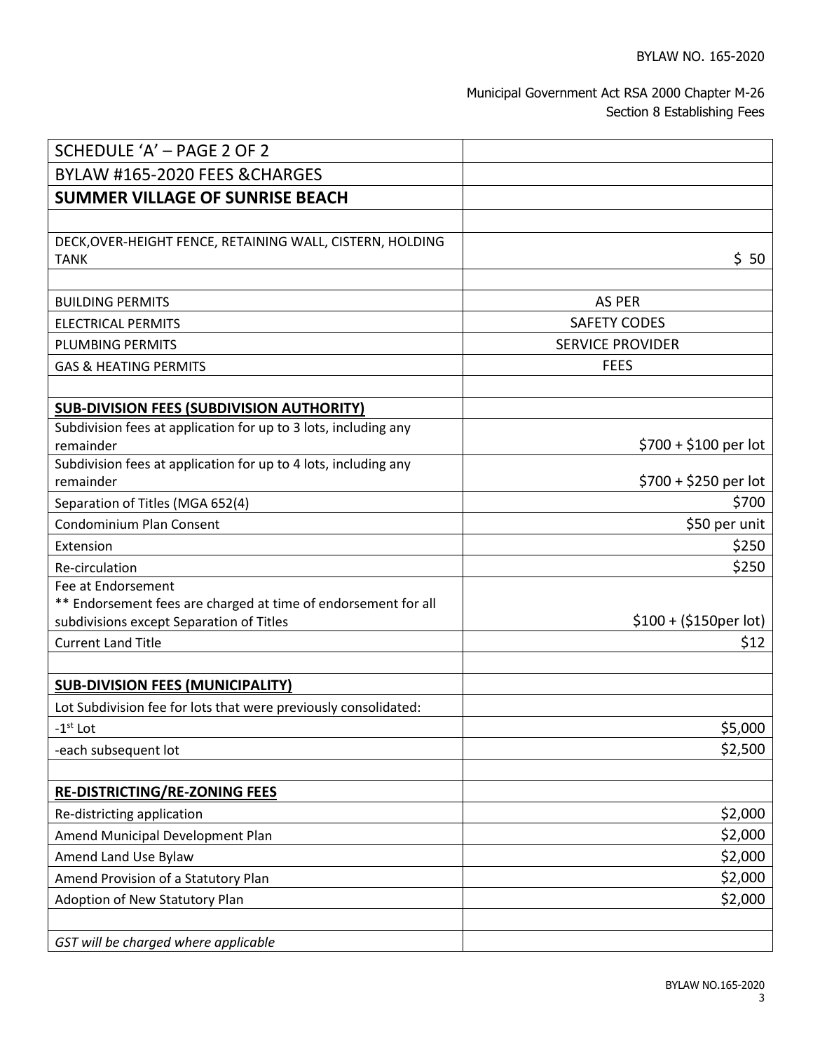BYLAW NO. 165-2020

Municipal Government Act RSA 2000 Chapter M-26
Section 8 Establishing Fees

| SCHEDULE 'A' – PAGE 2 OF 2 | |
|---|---|
| BYLAW #165-2020 FEES &CHARGES | |
| **SUMMER VILLAGE OF SUNRISE BEACH** | |
| | |
| DECK,OVER-HEIGHT FENCE, RETAINING WALL, CISTERN, HOLDING TANK | $ 50 |
| | |
| BUILDING PERMITS | AS PER |
| ELECTRICAL PERMITS | SAFETY CODES |
| PLUMBING PERMITS | SERVICE PROVIDER |
| GAS & HEATING PERMITS | FEES |
| | |
| **SUB-DIVISION FEES (SUBDIVISION AUTHORITY)** | |
| Subdivision fees at application for up to 3 lots, including any remainder | $700 + $100 per lot |
| Subdivision fees at application for up to 4 lots, including any remainder | $700 + $250 per lot |
| Separation of Titles (MGA 652(4) | $700 |
| Condominium Plan Consent | $50 per unit |
| Extension | $250 |
| Re-circulation | $250 |
| Fee at Endorsement ** Endorsement fees are charged at time of endorsement for all subdivisions except Separation of Titles | $100 + ($150per lot) |
| Current Land Title | $12 |
| | |
| **SUB-DIVISION FEES (MUNICIPALITY)** | |
| Lot Subdivision fee for lots that were previously consolidated: | |
| -1st Lot | $5,000 |
| -each subsequent lot | $2,500 |
| | |
| **RE-DISTRICTING/RE-ZONING FEES** | |
| Re-districting application | $2,000 |
| Amend Municipal Development Plan | $2,000 |
| Amend Land Use Bylaw | $2,000 |
| Amend Provision of a Statutory Plan | $2,000 |
| Adoption of New Statutory Plan | $2,000 |
| | |
| *GST will be charged where applicable* | |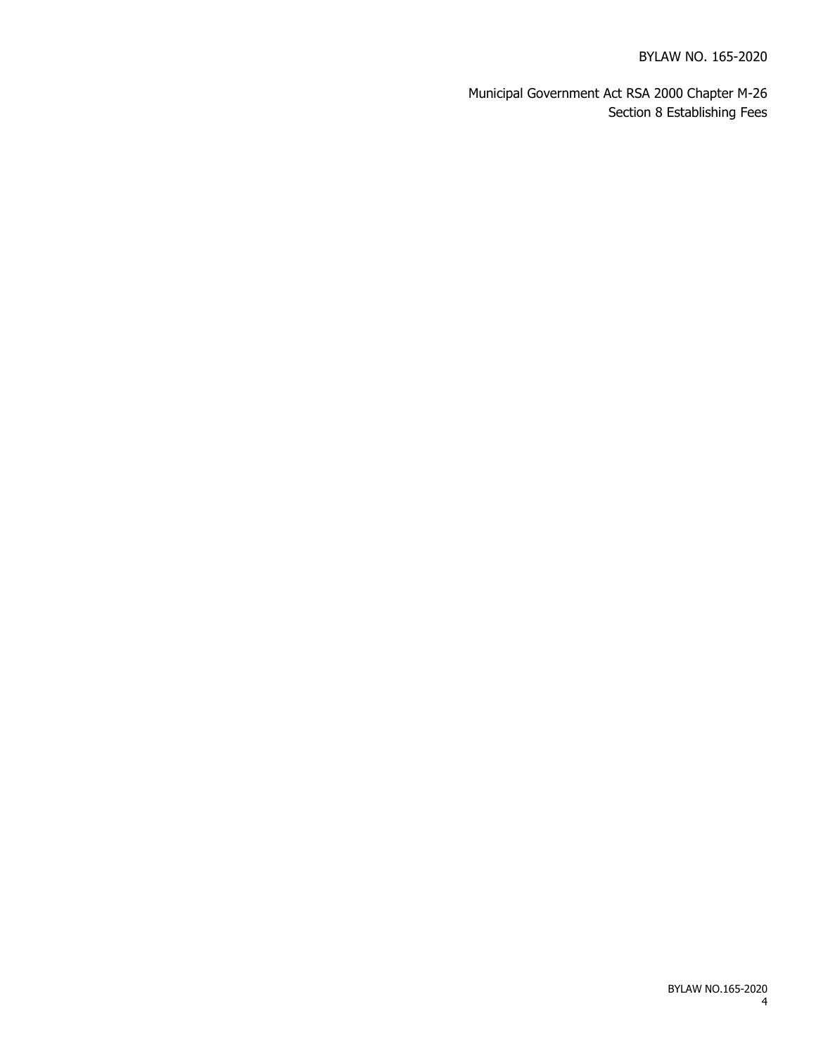BYLAW NO. 165-2020

Municipal Government Act RSA 2000 Chapter M-26
Section 8 Establishing Fees